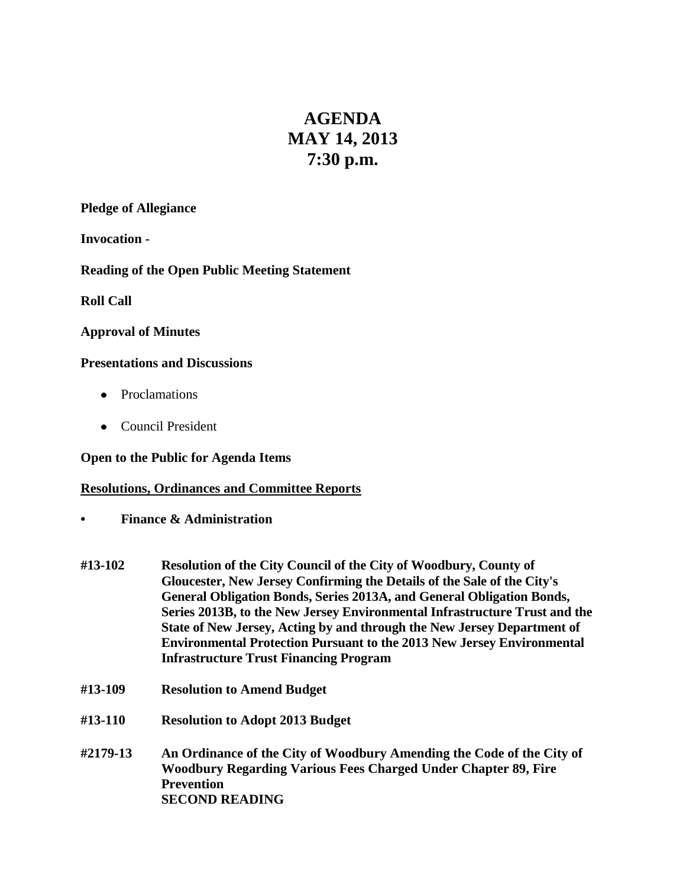# AGENDA
# MAY 14, 2013
# 7:30 p.m.

**Pledge of Allegiance**

**Invocation -**

**Reading of the Open Public Meeting Statement**

**Roll Call**

**Approval of Minutes**

**Presentations and Discussions**

- Proclamations
- Council President

**Open to the Public for Agenda Items**

**<u>Resolutions, Ordinances and Committee Reports</u>**

- **Finance & Administration**

**#13-102** **Resolution of the City Council of the City of Woodbury, County of Gloucester, New Jersey Confirming the Details of the Sale of the City's General Obligation Bonds, Series 2013A, and General Obligation Bonds, Series 2013B, to the New Jersey Environmental Infrastructure Trust and the State of New Jersey, Acting by and through the New Jersey Department of Environmental Protection Pursuant to the 2013 New Jersey Environmental Infrastructure Trust Financing Program**

**#13-109** **Resolution to Amend Budget**

**#13-110** **Resolution to Adopt 2013 Budget**

**#2179-13** **An Ordinance of the City of Woodbury Amending the Code of the City of Woodbury Regarding Various Fees Charged Under Chapter 89, Fire Prevention**
**SECOND READING**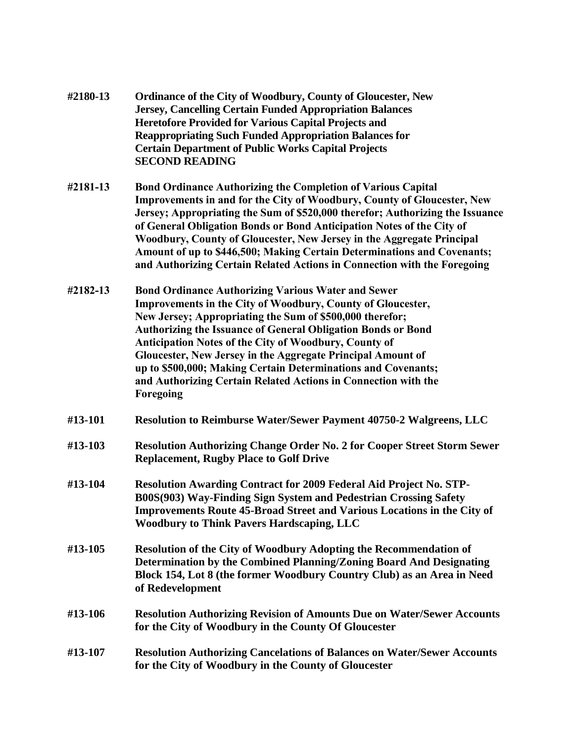**#2180-13** **Ordinance of the City of Woodbury, County of Gloucester, New Jersey, Cancelling Certain Funded Appropriation Balances Heretofore Provided for Various Capital Projects and Reappropriating Such Funded Appropriation Balances for Certain Department of Public Works Capital Projects**
**SECOND READING**

**#2181-13** **Bond Ordinance Authorizing the Completion of Various Capital Improvements in and for the City of Woodbury, County of Gloucester, New Jersey; Appropriating the Sum of $520,000 therefor; Authorizing the Issuance of General Obligation Bonds or Bond Anticipation Notes of the City of Woodbury, County of Gloucester, New Jersey in the Aggregate Principal Amount of up to $446,500; Making Certain Determinations and Covenants; and Authorizing Certain Related Actions in Connection with the Foregoing**

**#2182-13** **Bond Ordinance Authorizing Various Water and Sewer Improvements in the City of Woodbury, County of Gloucester, New Jersey; Appropriating the Sum of $500,000 therefor; Authorizing the Issuance of General Obligation Bonds or Bond Anticipation Notes of the City of Woodbury, County of Gloucester, New Jersey in the Aggregate Principal Amount of up to $500,000; Making Certain Determinations and Covenants; and Authorizing Certain Related Actions in Connection with the Foregoing**

**#13-101** **Resolution to Reimburse Water/Sewer Payment 40750-2 Walgreens, LLC**

**#13-103** **Resolution Authorizing Change Order No. 2 for Cooper Street Storm Sewer Replacement, Rugby Place to Golf Drive**

**#13-104** **Resolution Awarding Contract for 2009 Federal Aid Project No. STP-B00S(903) Way-Finding Sign System and Pedestrian Crossing Safety Improvements Route 45-Broad Street and Various Locations in the City of Woodbury to Think Pavers Hardscaping, LLC**

**#13-105** **Resolution of the City of Woodbury Adopting the Recommendation of Determination by the Combined Planning/Zoning Board And Designating Block 154, Lot 8 (the former Woodbury Country Club) as an Area in Need of Redevelopment**

**#13-106** **Resolution Authorizing Revision of Amounts Due on Water/Sewer Accounts for the City of Woodbury in the County Of Gloucester**

**#13-107** **Resolution Authorizing Cancelations of Balances on Water/Sewer Accounts for the City of Woodbury in the County of Gloucester**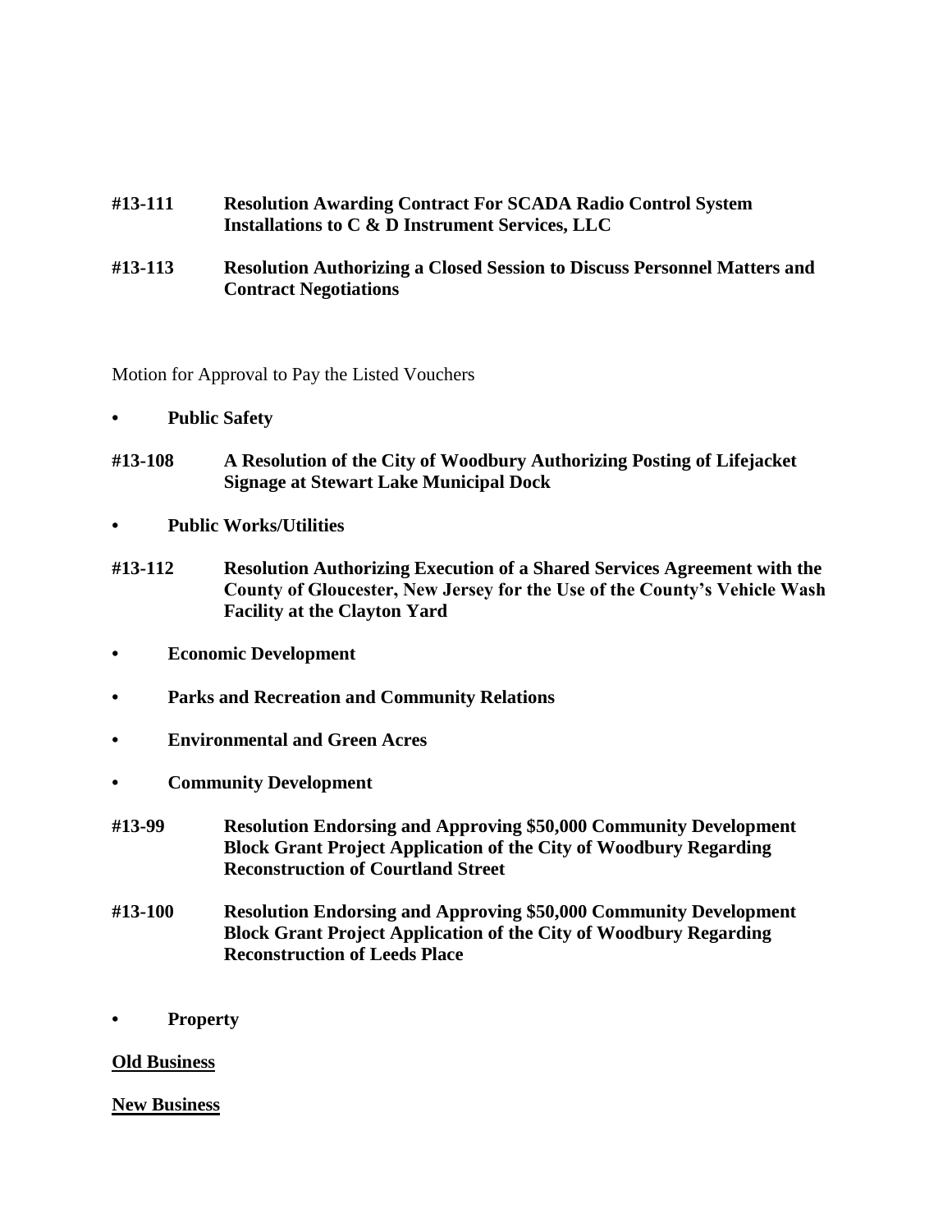**#13-111 Resolution Awarding Contract For SCADA Radio Control System Installations to C & D Instrument Services, LLC**

**#13-113 Resolution Authorizing a Closed Session to Discuss Personnel Matters and Contract Negotiations**

Motion for Approval to Pay the Listed Vouchers

- **Public Safety**

**#13-108 A Resolution of the City of Woodbury Authorizing Posting of Lifejacket Signage at Stewart Lake Municipal Dock**

- **Public Works/Utilities**

**#13-112 Resolution Authorizing Execution of a Shared Services Agreement with the County of Gloucester, New Jersey for the Use of the County's Vehicle Wash Facility at the Clayton Yard**

- **Economic Development**
- **Parks and Recreation and Community Relations**
- **Environmental and Green Acres**
- **Community Development**

**#13-99 Resolution Endorsing and Approving $50,000 Community Development Block Grant Project Application of the City of Woodbury Regarding Reconstruction of Courtland Street**

**#13-100 Resolution Endorsing and Approving $50,000 Community Development Block Grant Project Application of the City of Woodbury Regarding Reconstruction of Leeds Place**

- **Property**

**<u>Old Business</u>**

**<u>New Business</u>**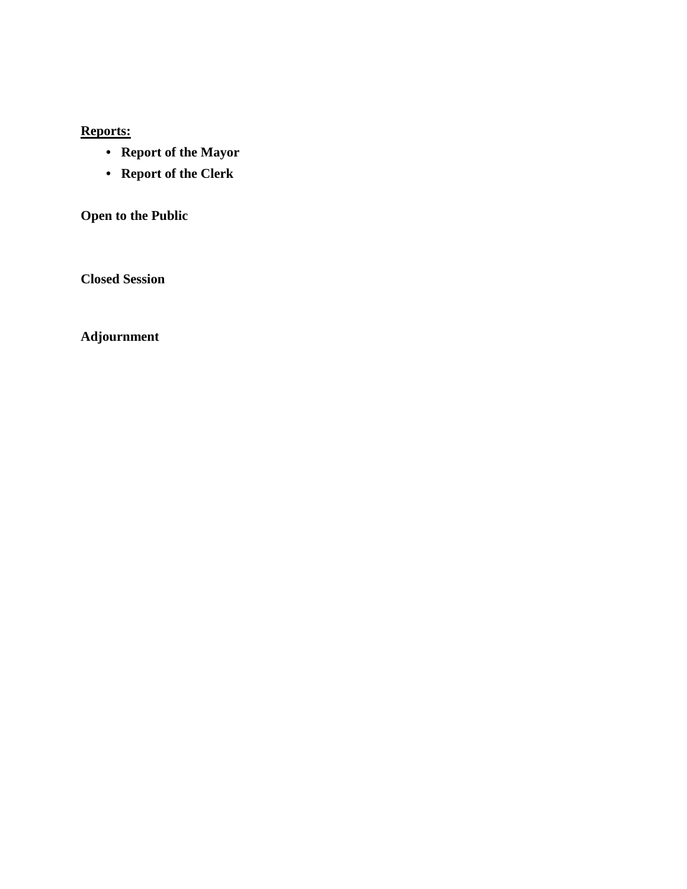**Reports:**

- **Report of the Mayor**
- **Report of the Clerk**

**Open to the Public**

**Closed Session**

**Adjournment**